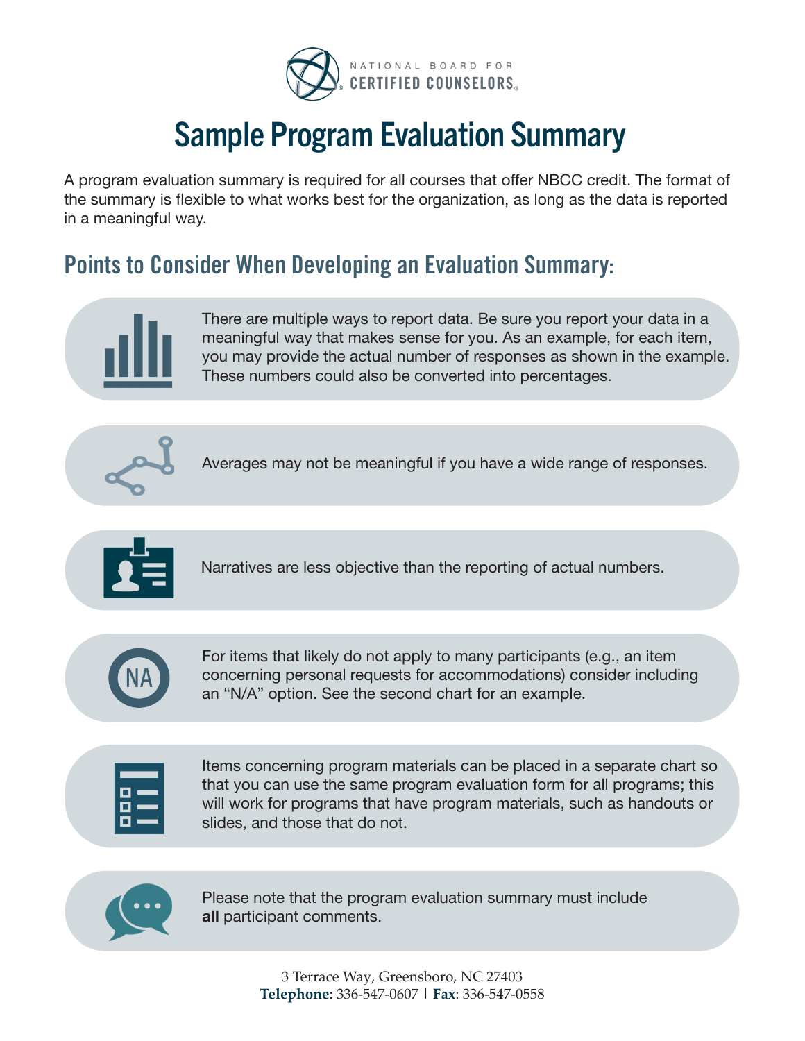NATIONAL BOARD FOR CERTIFIED COUNSELORS

# Sample Program Evaluation Summary

A program evaluation summary is required for all courses that offer NBCC credit. The format of the summary is flexible to what works best for the organization, as long as the data is reported in a meaningful way.

## Points to Consider When Developing an Evaluation Summary:

- There are multiple ways to report data. Be sure you report your data in a meaningful way that makes sense for you. As an example, for each item, you may provide the actual number of responses as shown in the example. These numbers could also be converted into percentages.
- Averages may not be meaningful if you have a wide range of responses.
- Narratives are less objective than the reporting of actual numbers.
- For items that likely do not apply to many participants (e.g., an item concerning personal requests for accommodations) consider including an "N/A" option. See the second chart for an example.
- Items concerning program materials can be placed in a separate chart so that you can use the same program evaluation form for all programs; this will work for programs that have program materials, such as handouts or slides, and those that do not.
- Please note that the program evaluation summary must include **all** participant comments.

3 Terrace Way, Greensboro, NC 27403
**Telephone**: 336-547-0607 | **Fax**: 336-547-0558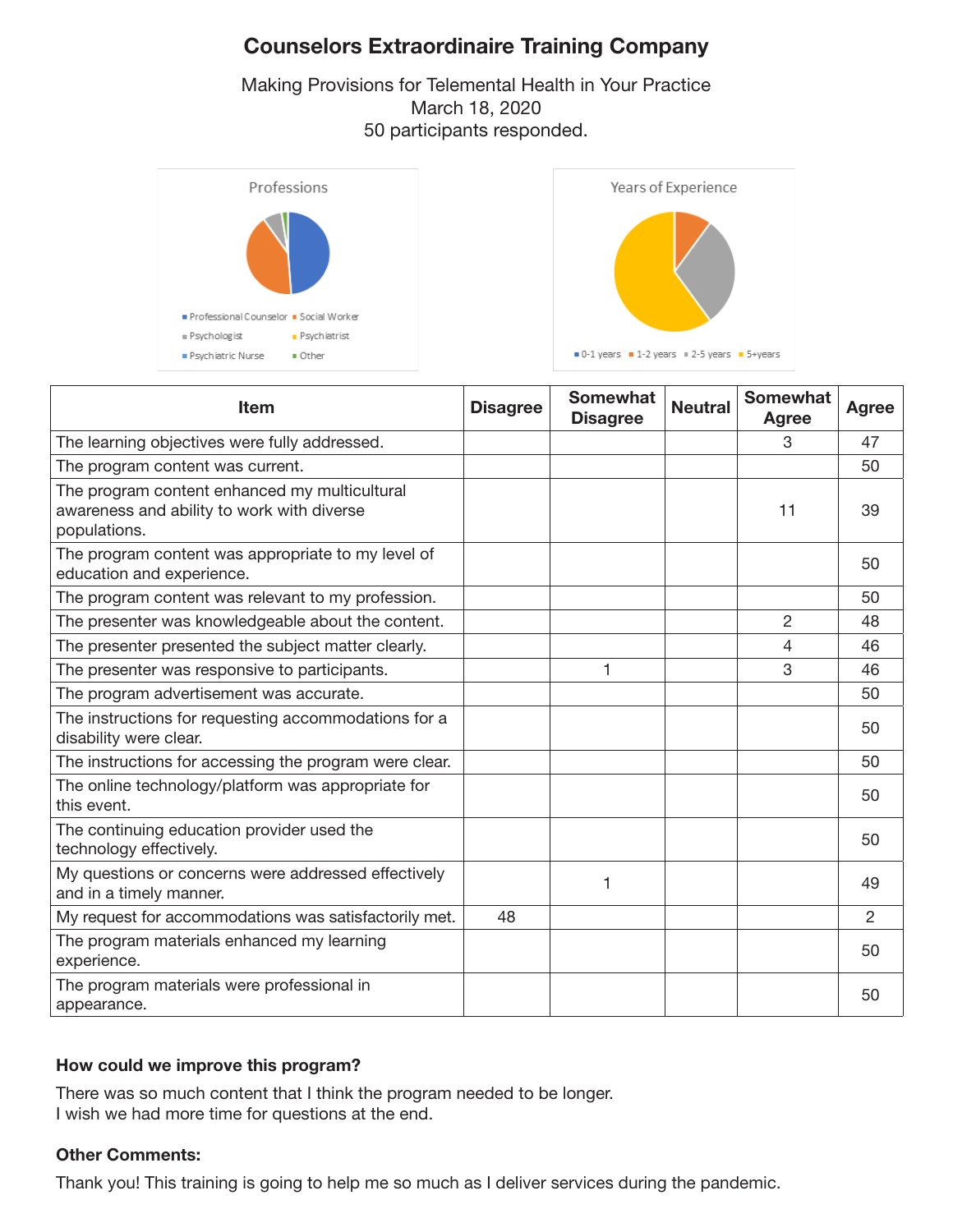# Counselors Extraordinaire Training Company

Making Provisions for Telemental Health in Your Practice
March 18, 2020
50 participants responded.

Professions

Professional Counselor
Social Worker
Psychologist
Psychiatrist
Psychiatric Nurse
Other

Years of Experience

0-1 years
1-2 years
2-5 years
5+years

| Item | Disagree | Somewhat Disagree | Neutral | Somewhat Agree | Agree |
|---|---|---|---|---|---|
| The learning objectives were fully addressed. | | | | 3 | 47 |
| The program content was current. | | | | | 50 |
| The program content enhanced my multicultural awareness and ability to work with diverse populations. | | | | 11 | 39 |
| The program content was appropriate to my level of education and experience. | | | | | 50 |
| The program content was relevant to my profession. | | | | | 50 |
| The presenter was knowledgeable about the content. | | | | 2 | 48 |
| The presenter presented the subject matter clearly. | | | | 4 | 46 |
| The presenter was responsive to participants. | | 1 | | 3 | 46 |
| The program advertisement was accurate. | | | | | 50 |
| The instructions for requesting accommodations for a disability were clear. | | | | | 50 |
| The instructions for accessing the program were clear. | | | | | 50 |
| The online technology/platform was appropriate for this event. | | | | | 50 |
| The continuing education provider used the technology effectively. | | | | | 50 |
| My questions or concerns were addressed effectively and in a timely manner. | | 1 | | | 49 |
| My request for accommodations was satisfactorily met. | 48 | | | | 2 |
| The program materials enhanced my learning experience. | | | | | 50 |
| The program materials were professional in appearance. | | | | | 50 |

**How could we improve this program?**

There was so much content that I think the program needed to be longer.
I wish we had more time for questions at the end.

**Other Comments:**

Thank you! This training is going to help me so much as I deliver services during the pandemic.